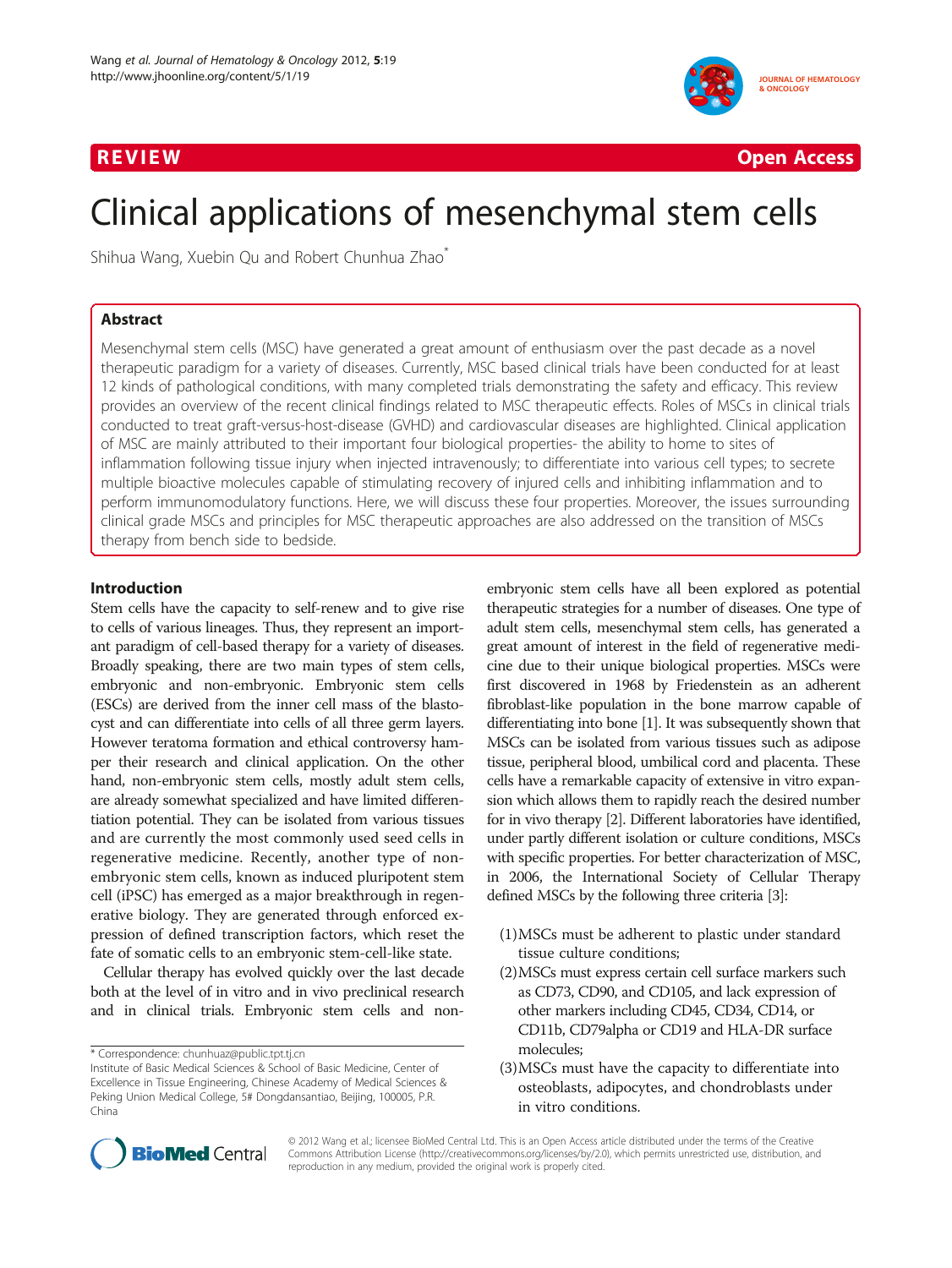REVIEW Open Access

# Clinical applications of mesenchymal stem cells

Shihua Wang, Xuebin Qu and Robert Chunhua Zhao*

## Abstract

Mesenchymal stem cells (MSC) have generated a great amount of enthusiasm over the past decade as a novel therapeutic paradigm for a variety of diseases. Currently, MSC based clinical trials have been conducted for at least 12 kinds of pathological conditions, with many completed trials demonstrating the safety and efficacy. This review provides an overview of the recent clinical findings related to MSC therapeutic effects. Roles of MSCs in clinical trials conducted to treat graft-versus-host-disease (GVHD) and cardiovascular diseases are highlighted. Clinical application of MSC are mainly attributed to their important four biological properties- the ability to home to sites of inflammation following tissue injury when injected intravenously; to differentiate into various cell types; to secrete multiple bioactive molecules capable of stimulating recovery of injured cells and inhibiting inflammation and to perform immunomodulatory functions. Here, we will discuss these four properties. Moreover, the issues surrounding clinical grade MSCs and principles for MSC therapeutic approaches are also addressed on the transition of MSCs therapy from bench side to bedside.

## Introduction

Stem cells have the capacity to self-renew and to give rise to cells of various lineages. Thus, they represent an important paradigm of cell-based therapy for a variety of diseases. Broadly speaking, there are two main types of stem cells, embryonic and non-embryonic. Embryonic stem cells (ESCs) are derived from the inner cell mass of the blastocyst and can differentiate into cells of all three germ layers. However teratoma formation and ethical controversy hamper their research and clinical application. On the other hand, non-embryonic stem cells, mostly adult stem cells, are already somewhat specialized and have limited differentiation potential. They can be isolated from various tissues and are currently the most commonly used seed cells in regenerative medicine. Recently, another type of non-embryonic stem cells, known as induced pluripotent stem cell (iPSC) has emerged as a major breakthrough in regenerative biology. They are generated through enforced expression of defined transcription factors, which reset the fate of somatic cells to an embryonic stem-cell-like state.

Cellular therapy has evolved quickly over the last decade both at the level of in vitro and in vivo preclinical research and in clinical trials. Embryonic stem cells and non-embryonic stem cells have all been explored as potential therapeutic strategies for a number of diseases. One type of adult stem cells, mesenchymal stem cells, has generated a great amount of interest in the field of regenerative medicine due to their unique biological properties. MSCs were first discovered in 1968 by Friedenstein as an adherent fibroblast-like population in the bone marrow capable of differentiating into bone [1]. It was subsequently shown that MSCs can be isolated from various tissues such as adipose tissue, peripheral blood, umbilical cord and placenta. These cells have a remarkable capacity of extensive in vitro expansion which allows them to rapidly reach the desired number for in vivo therapy [2]. Different laboratories have identified, under partly different isolation or culture conditions, MSCs with specific properties. For better characterization of MSC, in 2006, the International Society of Cellular Therapy defined MSCs by the following three criteria [3]:

(1) MSCs must be adherent to plastic under standard tissue culture conditions;
(2) MSCs must express certain cell surface markers such as CD73, CD90, and CD105, and lack expression of other markers including CD45, CD34, CD14, or CD11b, CD79alpha or CD19 and HLA-DR surface molecules;
(3) MSCs must have the capacity to differentiate into osteoblasts, adipocytes, and chondroblasts under in vitro conditions.

* Correspondence: chunhuaz@public.tpt.tj.cn
Institute of Basic Medical Sciences & School of Basic Medicine, Center of Excellence in Tissue Engineering, Chinese Academy of Medical Sciences & Peking Union Medical College, 5# Dongdansantiao, Beijing, 100005, P.R. China

© 2012 Wang et al.; licensee BioMed Central Ltd. This is an Open Access article distributed under the terms of the Creative Commons Attribution License (http://creativecommons.org/licenses/by/2.0), which permits unrestricted use, distribution, and reproduction in any medium, provided the original work is properly cited.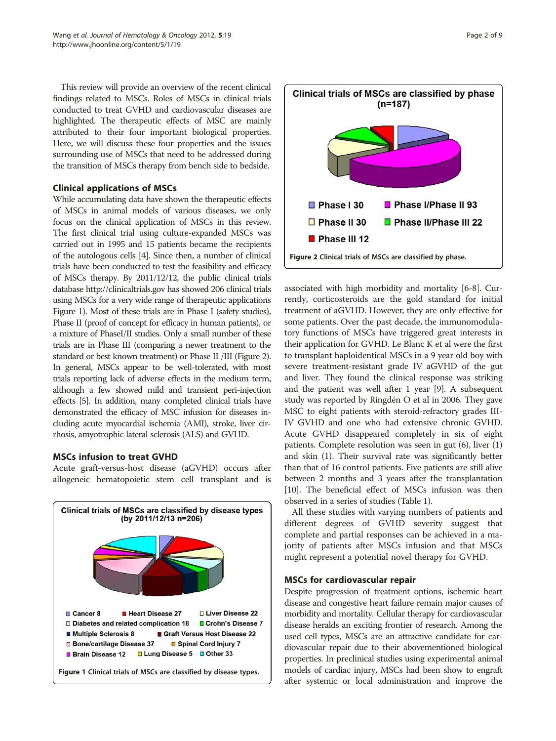This review will provide an overview of the recent clinical findings related to MSCs. Roles of MSCs in clinical trials conducted to treat GVHD and cardiovascular diseases are highlighted. The therapeutic effects of MSC are mainly attributed to their four important biological properties. Here, we will discuss these four properties and the issues surrounding use of MSCs that need to be addressed during the transition of MSCs therapy from bench side to bedside.

## Clinical applications of MSCs

While accumulating data have shown the therapeutic effects of MSCs in animal models of various diseases, we only focus on the clinical application of MSCs in this review. The first clinical trial using culture-expanded MSCs was carried out in 1995 and 15 patients became the recipients of the autologous cells [4]. Since then, a number of clinical trials have been conducted to test the feasibility and efficacy of MSCs therapy. By 2011/12/12, the public clinical trials database http://clinicaltrials.gov has showed 206 clinical trials using MSCs for a very wide range of therapeutic applications Figure 1). Most of these trials are in Phase I (safety studies), Phase II (proof of concept for efficacy in human patients), or a mixture of PhaseI/II studies. Only a small number of these trials are in Phase III (comparing a newer treatment to the standard or best known treatment) or Phase II /III (Figure 2). In general, MSCs appear to be well-tolerated, with most trials reporting lack of adverse effects in the medium term, although a few showed mild and transient peri-injection effects [5]. In addition, many completed clinical trials have demonstrated the efficacy of MSC infusion for diseases including acute myocardial ischemia (AMI), stroke, liver cirrhosis, amyotrophic lateral sclerosis (ALS) and GVHD.

## MSCs infusion to treat GVHD

Acute graft-versus-host disease (aGVHD) occurs after allogeneic hematopoietic stem cell transplant and is associated with high morbidity and mortality [6-8]. Currently, corticosteroids are the gold standard for initial treatment of aGVHD. However, they are only effective for some patients. Over the past decade, the immunomodulatory functions of MSCs have triggered great interests in their application for GVHD. Le Blanc K et al were the first to transplant haploidentical MSCs in a 9 year old boy with severe treatment-resistant grade IV aGVHD of the gut and liver. They found the clinical response was striking and the patient was well after 1 year [9]. A subsequent study was reported by Ringdén O et al in 2006. They gave MSC to eight patients with steroid-refractory grades III-IV GVHD and one who had extensive chronic GVHD. Acute GVHD disappeared completely in six of eight patients. Complete resolution was seen in gut (6), liver (1) and skin (1). Their survival rate was significantly better than that of 16 control patients. Five patients are still alive between 2 months and 3 years after the transplantation [10]. The beneficial effect of MSCs infusion was then observed in a series of studies (Table 1).

All these studies with varying numbers of patients and different degrees of GVHD severity suggest that complete and partial responses can be achieved in a majority of patients after MSCs infusion and that MSCs might represent a potential novel therapy for GVHD.

## MSCs for cardiovascular repair

Despite progression of treatment options, ischemic heart disease and congestive heart failure remain major causes of morbidity and mortality. Cellular therapy for cardiovascular disease heralds an exciting frontier of research. Among the used cell types, MSCs are an attractive candidate for cardiovascular repair due to their abovementioned biological properties. In preclinical studies using experimental animal models of cardiac injury, MSCs had been show to engraft after systemic or local administration and improve the

Clinical trials of MSCs are classified by disease types (by 2011/12/13 n=206)

Cancer 8; Heart Disease 27; Liver Disease 22; Diabetes and related complication 18; Crohn's Disease 7; Multiple Sclerosis 8; Graft Versus Host Disease 22; Bone/cartilage Disease 37; Spinal Cord Injury 7; Brain Disease 12; Lung Disease 5; Other 33

**Figure 1** Clinical trials of MSCs are classified by disease types.

Clinical trials of MSCs are classified by phase (n=187)

Phase I 30; Phase I/Phase II 93; Phase II 30; Phase II/Phase III 22; Phase III 12

**Figure 2** Clinical trials of MSCs are classified by phase.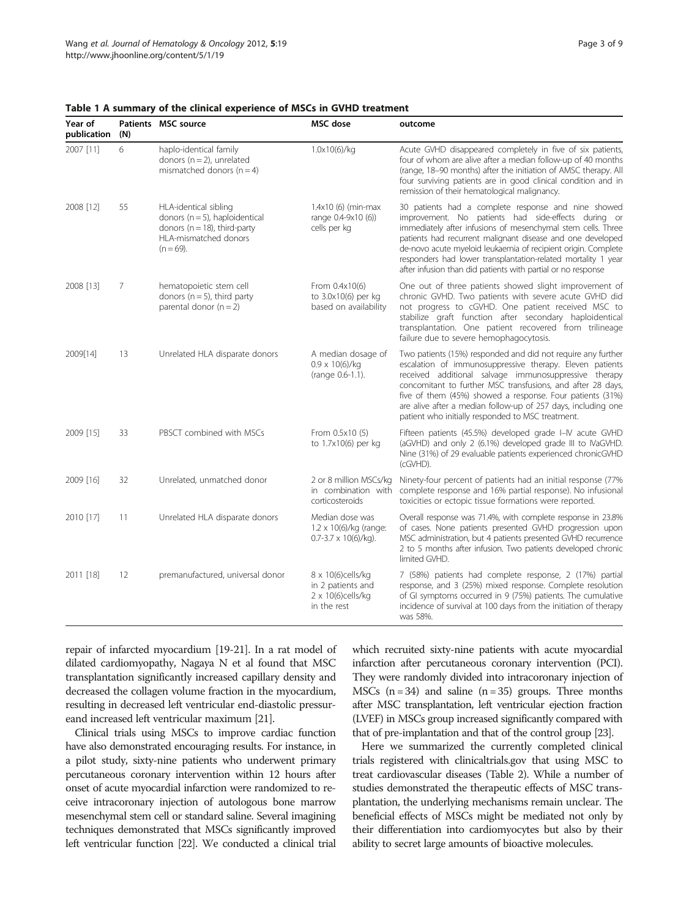**Table 1 A summary of the clinical experience of MSCs in GVHD treatment**

| Year of publication | Patients (N) | MSC source | MSC dose | outcome |
|---|---|---|---|---|
| 2007 [11] | 6 | haplo-identical family donors (n = 2), unrelated mismatched donors (n = 4) | 1.0x10(6)/kg | Acute GVHD disappeared completely in five of six patients, four of whom are alive after a median follow-up of 40 months (range, 18–90 months) after the initiation of AMSC therapy. All four surviving patients are in good clinical condition and in remission of their hematological malignancy. |
| 2008 [12] | 55 | HLA-identical sibling donors (n = 5), haploidentical donors (n = 18), third-party HLA-mismatched donors (n = 69). | 1.4x10 (6) (min-max range 0.4-9x10 (6)) cells per kg | 30 patients had a complete response and nine showed improvement. No patients had side-effects during or immediately after infusions of mesenchymal stem cells. Three patients had recurrent malignant disease and one developed de-novo acute myeloid leukaemia of recipient origin. Complete responders had lower transplantation-related mortality 1 year after infusion than did patients with partial or no response |
| 2008 [13] | 7 | hematopoietic stem cell donors (n = 5), third party parental donor (n = 2) | From 0.4x10(6) to 3.0x10(6) per kg based on availability | One out of three patients showed slight improvement of chronic GVHD. Two patients with severe acute GVHD did not progress to cGVHD. One patient received MSC to stabilize graft function after secondary haploidentical transplantation. One patient recovered from trilineage failure due to severe hemophagocytosis. |
| 2009[14] | 13 | Unrelated HLA disparate donors | A median dosage of 0.9 x 10(6)/kg (range 0.6-1.1). | Two patients (15%) responded and did not require any further escalation of immunosuppressive therapy. Eleven patients received additional salvage immunosuppressive therapy concomitant to further MSC transfusions, and after 28 days, five of them (45%) showed a response. Four patients (31%) are alive after a median follow-up of 257 days, including one patient who initially responded to MSC treatment. |
| 2009 [15] | 33 | PBSCT combined with MSCs | From 0.5x10 (5) to 1.7x10(6) per kg | Fifteen patients (45.5%) developed grade I–IV acute GVHD (aGVHD) and only 2 (6.1%) developed grade III to IVaGVHD. Nine (31%) of 29 evaluable patients experienced chronicGVHD (cGVHD). |
| 2009 [16] | 32 | Unrelated, unmatched donor | 2 or 8 million MSCs/kg in combination with corticosteroids | Ninety-four percent of patients had an initial response (77% complete response and 16% partial response). No infusional toxicities or ectopic tissue formations were reported. |
| 2010 [17] | 11 | Unrelated HLA disparate donors | Median dose was 1.2 x 10(6)/kg (range: 0.7-3.7 x 10(6)/kg). | Overall response was 71.4%, with complete response in 23.8% of cases. None patients presented GVHD progression upon MSC administration, but 4 patients presented GVHD recurrence 2 to 5 months after infusion. Two patients developed chronic limited GVHD. |
| 2011 [18] | 12 | premanufactured, universal donor | 8 x 10(6)cells/kg in 2 patients and 2 x 10(6)cells/kg in the rest | 7 (58%) patients had complete response, 2 (17%) partial response, and 3 (25%) mixed response. Complete resolution of GI symptoms occurred in 9 (75%) patients. The cumulative incidence of survival at 100 days from the initiation of therapy was 58%. |

repair of infarcted myocardium [19-21]. In a rat model of dilated cardiomyopathy, Nagaya N et al found that MSC transplantation significantly increased capillary density and decreased the collagen volume fraction in the myocardium, resulting in decreased left ventricular end-diastolic pressureand increased left ventricular maximum [21].

Clinical trials using MSCs to improve cardiac function have also demonstrated encouraging results. For instance, in a pilot study, sixty-nine patients who underwent primary percutaneous coronary intervention within 12 hours after onset of acute myocardial infarction were randomized to receive intracoronary injection of autologous bone marrow mesenchymal stem cell or standard saline. Several imagining techniques demonstrated that MSCs significantly improved left ventricular function [22]. We conducted a clinical trial which recruited sixty-nine patients with acute myocardial infarction after percutaneous coronary intervention (PCI). They were randomly divided into intracoronary injection of MSCs (n = 34) and saline (n = 35) groups. Three months after MSC transplantation, left ventricular ejection fraction (LVEF) in MSCs group increased significantly compared with that of pre-implantation and that of the control group [23].

Here we summarized the currently completed clinical trials registered with clinicaltrials.gov that using MSC to treat cardiovascular diseases (Table 2). While a number of studies demonstrated the therapeutic effects of MSC transplantation, the underlying mechanisms remain unclear. The beneficial effects of MSCs might be mediated not only by their differentiation into cardiomyocytes but also by their ability to secret large amounts of bioactive molecules.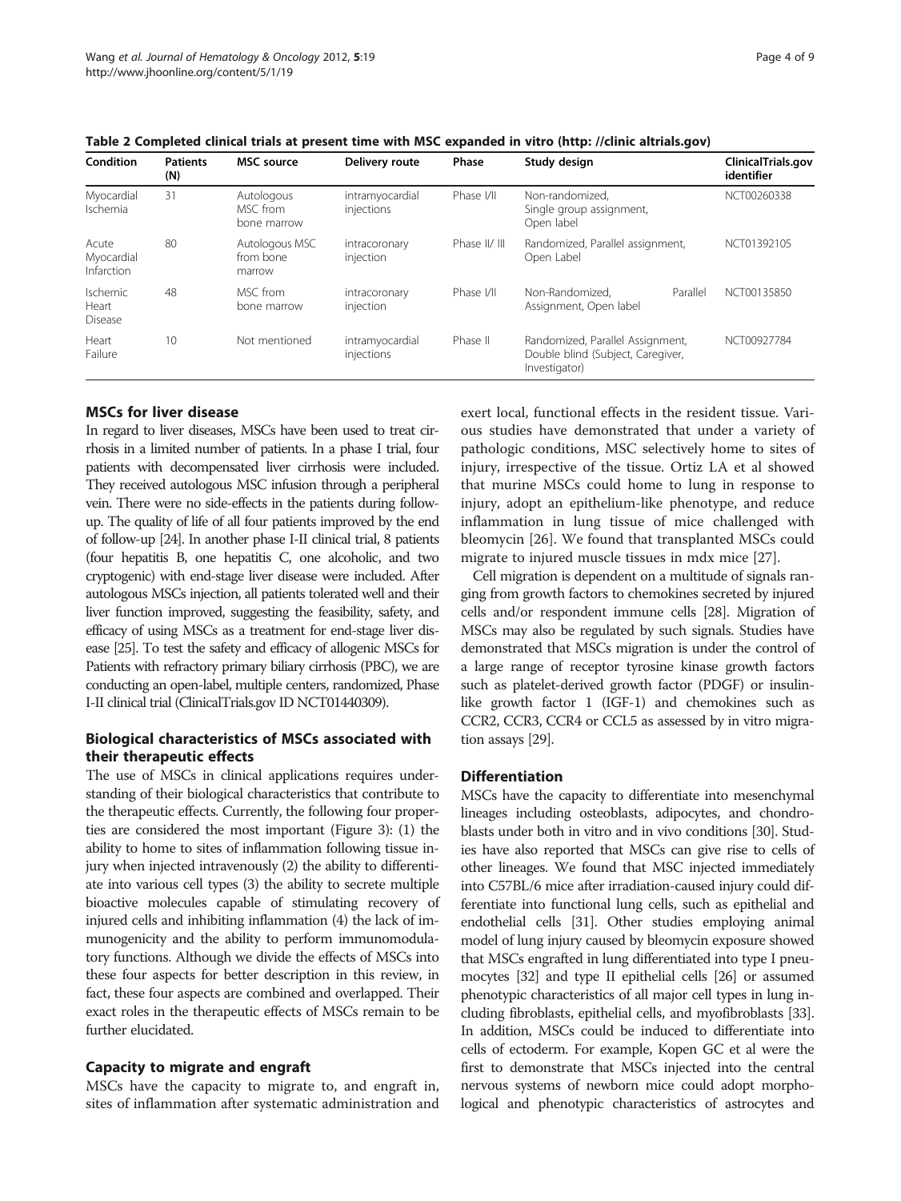Table 2 Completed clinical trials at present time with MSC expanded in vitro (http: //clinic altrials.gov)

| Condition | Patients (N) | MSC source | Delivery route | Phase | Study design | ClinicalTrials.gov identifier |
|---|---|---|---|---|---|---|
| Myocardial Ischemia | 31 | Autologous MSC from bone marrow | intramyocardial injections | Phase I/II | Non-randomized, Single group assignment, Open label | NCT00260338 |
| Acute Myocardial Infarction | 80 | Autologous MSC from bone marrow | intracoronary injection | Phase II/ III | Randomized, Parallel assignment, Open Label | NCT01392105 |
| Ischemic Heart Disease | 48 | MSC from bone marrow | intracoronary injection | Phase I/II | Non-Randomized, Parallel Assignment, Open label | NCT00135850 |
| Heart Failure | 10 | Not mentioned | intramyocardial injections | Phase II | Randomized, Parallel Assignment, Double blind (Subject, Caregiver, Investigator) | NCT00927784 |

## MSCs for liver disease

In regard to liver diseases, MSCs have been used to treat cirrhosis in a limited number of patients. In a phase I trial, four patients with decompensated liver cirrhosis were included. They received autologous MSC infusion through a peripheral vein. There were no side-effects in the patients during follow-up. The quality of life of all four patients improved by the end of follow-up [24]. In another phase I-II clinical trial, 8 patients (four hepatitis B, one hepatitis C, one alcoholic, and two cryptogenic) with end-stage liver disease were included. After autologous MSCs injection, all patients tolerated well and their liver function improved, suggesting the feasibility, safety, and efficacy of using MSCs as a treatment for end-stage liver disease [25]. To test the safety and efficacy of allogenic MSCs for Patients with refractory primary biliary cirrhosis (PBC), we are conducting an open-label, multiple centers, randomized, Phase I-II clinical trial (ClinicalTrials.gov ID NCT01440309).

## Biological characteristics of MSCs associated with their therapeutic effects

The use of MSCs in clinical applications requires understanding of their biological characteristics that contribute to the therapeutic effects. Currently, the following four properties are considered the most important (Figure 3): (1) the ability to home to sites of inflammation following tissue injury when injected intravenously (2) the ability to differentiate into various cell types (3) the ability to secrete multiple bioactive molecules capable of stimulating recovery of injured cells and inhibiting inflammation (4) the lack of immunogenicity and the ability to perform immunomodulatory functions. Although we divide the effects of MSCs into these four aspects for better description in this review, in fact, these four aspects are combined and overlapped. Their exact roles in the therapeutic effects of MSCs remain to be further elucidated.

### Capacity to migrate and engraft

MSCs have the capacity to migrate to, and engraft in, sites of inflammation after systematic administration and exert local, functional effects in the resident tissue. Various studies have demonstrated that under a variety of pathologic conditions, MSC selectively home to sites of injury, irrespective of the tissue. Ortiz LA et al showed that murine MSCs could home to lung in response to injury, adopt an epithelium-like phenotype, and reduce inflammation in lung tissue of mice challenged with bleomycin [26]. We found that transplanted MSCs could migrate to injured muscle tissues in mdx mice [27].

Cell migration is dependent on a multitude of signals ranging from growth factors to chemokines secreted by injured cells and/or respondent immune cells [28]. Migration of MSCs may also be regulated by such signals. Studies have demonstrated that MSCs migration is under the control of a large range of receptor tyrosine kinase growth factors such as platelet-derived growth factor (PDGF) or insulin-like growth factor 1 (IGF-1) and chemokines such as CCR2, CCR3, CCR4 or CCL5 as assessed by in vitro migration assays [29].

### Differentiation

MSCs have the capacity to differentiate into mesenchymal lineages including osteoblasts, adipocytes, and chondroblasts under both in vitro and in vivo conditions [30]. Studies have also reported that MSCs can give rise to cells of other lineages. We found that MSC injected immediately into C57BL/6 mice after irradiation-caused injury could differentiate into functional lung cells, such as epithelial and endothelial cells [31]. Other studies employing animal model of lung injury caused by bleomycin exposure showed that MSCs engrafted in lung differentiated into type I pneumocytes [32] and type II epithelial cells [26] or assumed phenotypic characteristics of all major cell types in lung including fibroblasts, epithelial cells, and myofibroblasts [33]. In addition, MSCs could be induced to differentiate into cells of ectoderm. For example, Kopen GC et al were the first to demonstrate that MSCs injected into the central nervous systems of newborn mice could adopt morphological and phenotypic characteristics of astrocytes and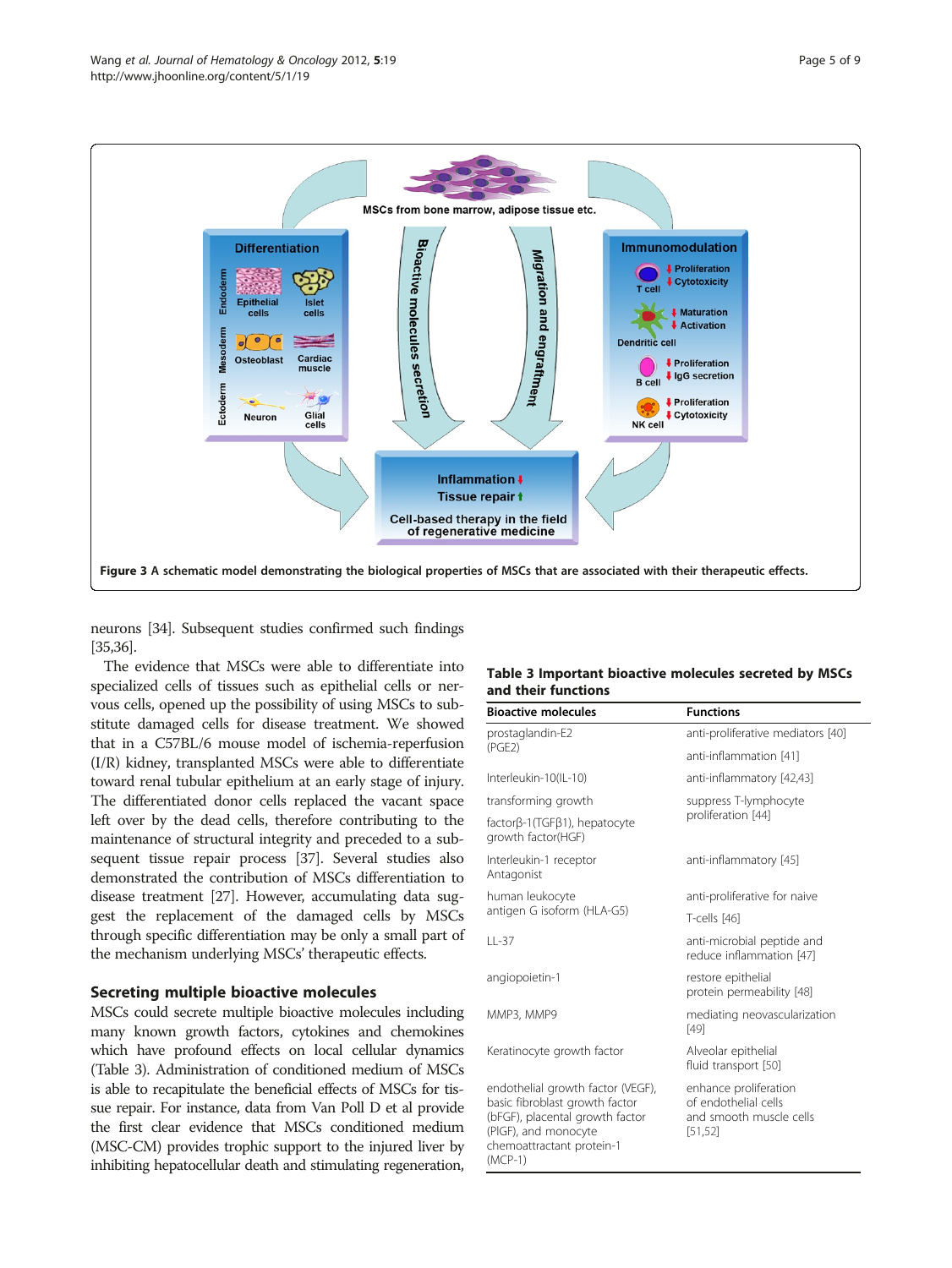**Figure 3** A schematic model demonstrating the biological properties of MSCs that are associated with their therapeutic effects.

neurons [34]. Subsequent studies confirmed such findings [35,36].

The evidence that MSCs were able to differentiate into specialized cells of tissues such as epithelial cells or nervous cells, opened up the possibility of using MSCs to substitute damaged cells for disease treatment. We showed that in a C57BL/6 mouse model of ischemia-reperfusion (I/R) kidney, transplanted MSCs were able to differentiate toward renal tubular epithelium at an early stage of injury. The differentiated donor cells replaced the vacant space left over by the dead cells, therefore contributing to the maintenance of structural integrity and preceded to a subsequent tissue repair process [37]. Several studies also demonstrated the contribution of MSCs differentiation to disease treatment [27]. However, accumulating data suggest the replacement of the damaged cells by MSCs through specific differentiation may be only a small part of the mechanism underlying MSCs' therapeutic effects.

## Secreting multiple bioactive molecules

MSCs could secrete multiple bioactive molecules including many known growth factors, cytokines and chemokines which have profound effects on local cellular dynamics (Table 3). Administration of conditioned medium of MSCs is able to recapitulate the beneficial effects of MSCs for tissue repair. For instance, data from Van Poll D et al provide the first clear evidence that MSCs conditioned medium (MSC-CM) provides trophic support to the injured liver by inhibiting hepatocellular death and stimulating regeneration,

**Table 3 Important bioactive molecules secreted by MSCs and their functions**

| Bioactive molecules | Functions |
|---|---|
| prostaglandin-E2 (PGE2) | anti-proliferative mediators [40] |
| | anti-inflammation [41] |
| Interleukin-10(IL-10) | anti-inflammatory [42,43] |
| transforming growth factorβ-1(TGFβ1), hepatocyte growth factor(HGF) | suppress T-lymphocyte proliferation [44] |
| Interleukin-1 receptor Antagonist | anti-inflammatory [45] |
| human leukocyte antigen G isoform (HLA-G5) | anti-proliferative for naive T-cells [46] |
| LL-37 | anti-microbial peptide and reduce inflammation [47] |
| angiopoietin-1 | restore epithelial protein permeability [48] |
| MMP3, MMP9 | mediating neovascularization [49] |
| Keratinocyte growth factor | Alveolar epithelial fluid transport [50] |
| endothelial growth factor (VEGF), basic fibroblast growth factor (bFGF), placental growth factor (PlGF), and monocyte chemoattractant protein-1 (MCP-1) | enhance proliferation of endothelial cells and smooth muscle cells [51,52] |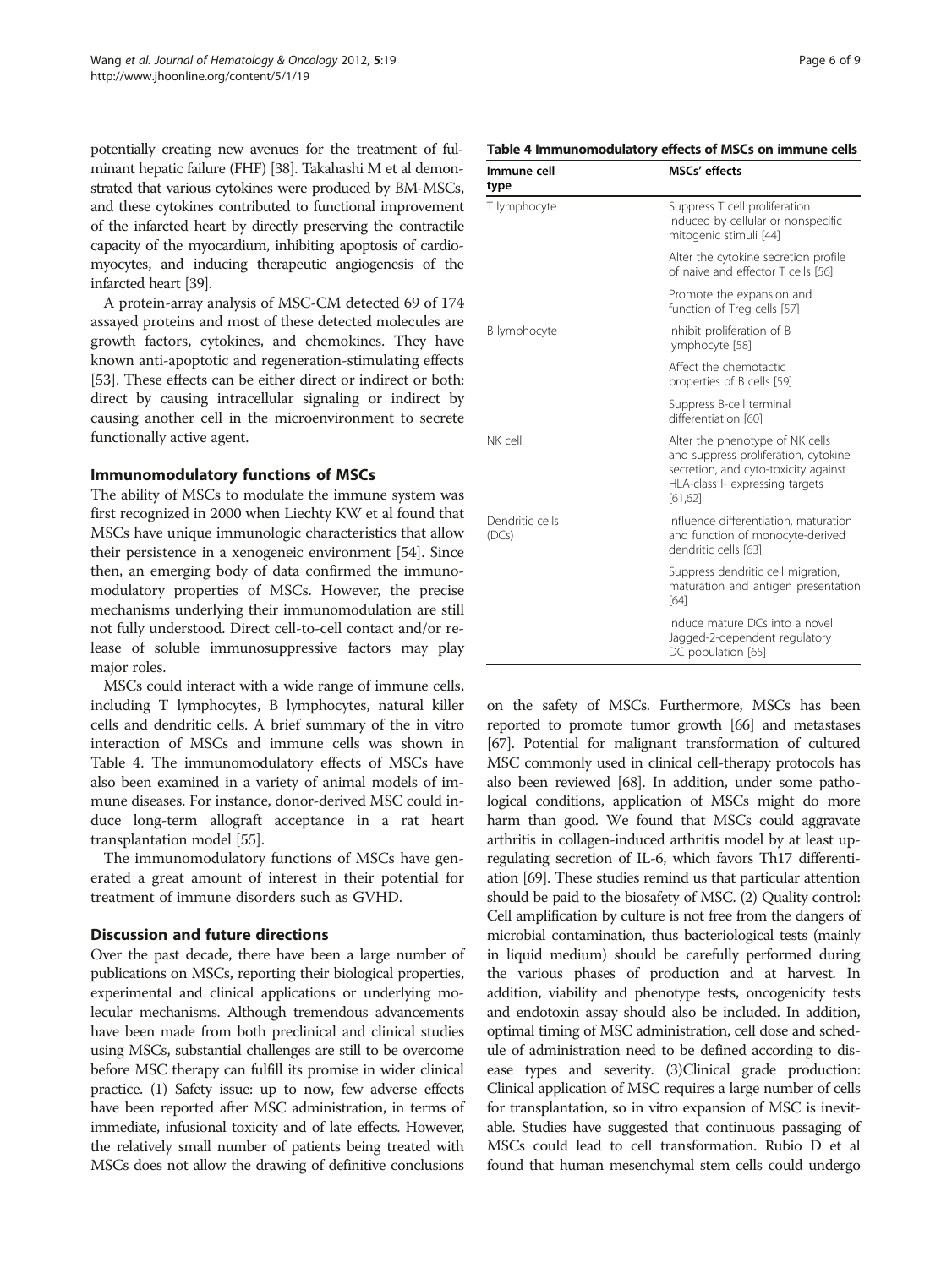potentially creating new avenues for the treatment of fulminant hepatic failure (FHF) [38]. Takahashi M et al demonstrated that various cytokines were produced by BM-MSCs, and these cytokines contributed to functional improvement of the infarcted heart by directly preserving the contractile capacity of the myocardium, inhibiting apoptosis of cardiomyocytes, and inducing therapeutic angiogenesis of the infarcted heart [39].

A protein-array analysis of MSC-CM detected 69 of 174 assayed proteins and most of these detected molecules are growth factors, cytokines, and chemokines. They have known anti-apoptotic and regeneration-stimulating effects [53]. These effects can be either direct or indirect or both: direct by causing intracellular signaling or indirect by causing another cell in the microenvironment to secrete functionally active agent.

## Immunomodulatory functions of MSCs

The ability of MSCs to modulate the immune system was first recognized in 2000 when Liechty KW et al found that MSCs have unique immunologic characteristics that allow their persistence in a xenogeneic environment [54]. Since then, an emerging body of data confirmed the immunomodulatory properties of MSCs. However, the precise mechanisms underlying their immunomodulation are still not fully understood. Direct cell-to-cell contact and/or release of soluble immunosuppressive factors may play major roles.

MSCs could interact with a wide range of immune cells, including T lymphocytes, B lymphocytes, natural killer cells and dendritic cells. A brief summary of the in vitro interaction of MSCs and immune cells was shown in Table 4. The immunomodulatory effects of MSCs have also been examined in a variety of animal models of immune diseases. For instance, donor-derived MSC could induce long-term allograft acceptance in a rat heart transplantation model [55].

The immunomodulatory functions of MSCs have generated a great amount of interest in their potential for treatment of immune disorders such as GVHD.

**Table 4 Immunomodulatory effects of MSCs on immune cells**

| Immune cell type | MSCs' effects |
|---|---|
| T lymphocyte | Suppress T cell proliferation induced by cellular or nonspecific mitogenic stimuli [44] |
| | Alter the cytokine secretion profile of naive and effector T cells [56] |
| | Promote the expansion and function of Treg cells [57] |
| B lymphocyte | Inhibit proliferation of B lymphocyte [58] |
| | Affect the chemotactic properties of B cells [59] |
| | Suppress B-cell terminal differentiation [60] |
| NK cell | Alter the phenotype of NK cells and suppress proliferation, cytokine secretion, and cyto-toxicity against HLA-class I- expressing targets [61,62] |
| Dendritic cells (DCs) | Influence differentiation, maturation and function of monocyte-derived dendritic cells [63] |
| | Suppress dendritic cell migration, maturation and antigen presentation [64] |
| | Induce mature DCs into a novel Jagged-2-dependent regulatory DC population [65] |

## Discussion and future directions

Over the past decade, there have been a large number of publications on MSCs, reporting their biological properties, experimental and clinical applications or underlying molecular mechanisms. Although tremendous advancements have been made from both preclinical and clinical studies using MSCs, substantial challenges are still to be overcome before MSC therapy can fulfill its promise in wider clinical practice. (1) Safety issue: up to now, few adverse effects have been reported after MSC administration, in terms of immediate, infusional toxicity and of late effects. However, the relatively small number of patients being treated with MSCs does not allow the drawing of definitive conclusions on the safety of MSCs. Furthermore, MSCs has been reported to promote tumor growth [66] and metastases [67]. Potential for malignant transformation of cultured MSC commonly used in clinical cell-therapy protocols has also been reviewed [68]. In addition, under some pathological conditions, application of MSCs might do more harm than good. We found that MSCs could aggravate arthritis in collagen-induced arthritis model by at least upregulating secretion of IL-6, which favors Th17 differentiation [69]. These studies remind us that particular attention should be paid to the biosafety of MSC. (2) Quality control: Cell amplification by culture is not free from the dangers of microbial contamination, thus bacteriological tests (mainly in liquid medium) should be carefully performed during the various phases of production and at harvest. In addition, viability and phenotype tests, oncogenicity tests and endotoxin assay should also be included. In addition, optimal timing of MSC administration, cell dose and schedule of administration need to be defined according to disease types and severity. (3)Clinical grade production: Clinical application of MSC requires a large number of cells for transplantation, so in vitro expansion of MSC is inevitable. Studies have suggested that continuous passaging of MSCs could lead to cell transformation. Rubio D et al found that human mesenchymal stem cells could undergo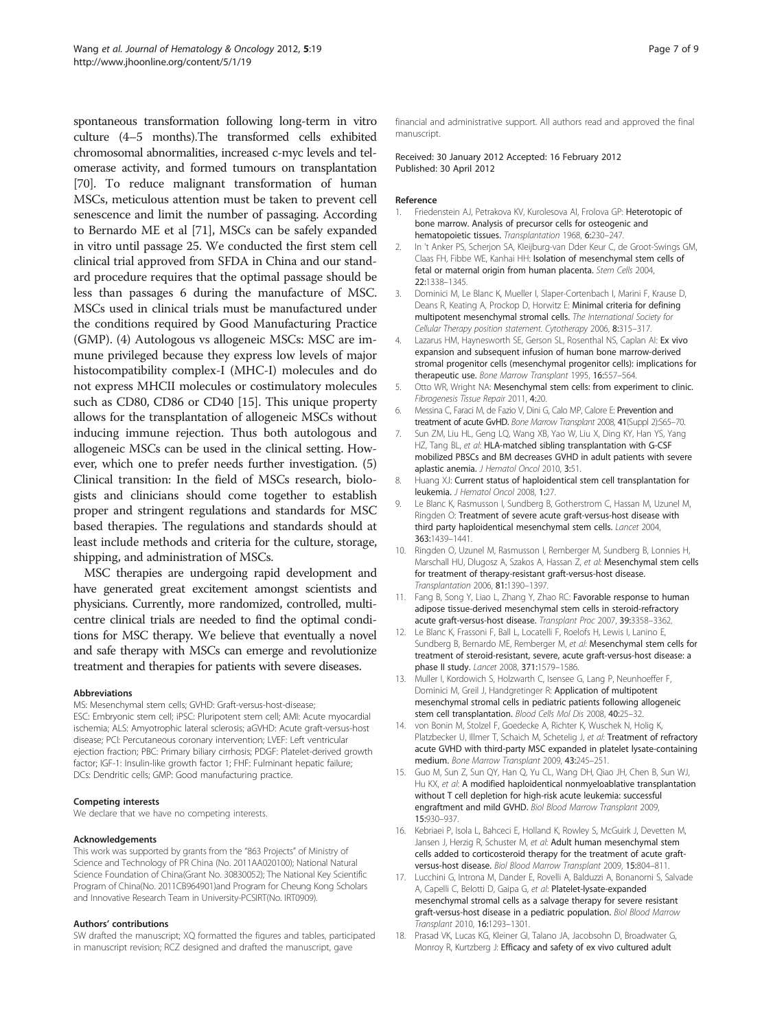spontaneous transformation following long-term in vitro culture (4–5 months).The transformed cells exhibited chromosomal abnormalities, increased c-myc levels and telomerase activity, and formed tumours on transplantation [70]. To reduce malignant transformation of human MSCs, meticulous attention must be taken to prevent cell senescence and limit the number of passaging. According to Bernardo ME et al [71], MSCs can be safely expanded in vitro until passage 25. We conducted the first stem cell clinical trial approved from SFDA in China and our standard procedure requires that the optimal passage should be less than passages 6 during the manufacture of MSC. MSCs used in clinical trials must be manufactured under the conditions required by Good Manufacturing Practice (GMP). (4) Autologous vs allogeneic MSCs: MSC are immune privileged because they express low levels of major histocompatibility complex-I (MHC-I) molecules and do not express MHCII molecules or costimulatory molecules such as CD80, CD86 or CD40 [15]. This unique property allows for the transplantation of allogeneic MSCs without inducing immune rejection. Thus both autologous and allogeneic MSCs can be used in the clinical setting. However, which one to prefer needs further investigation. (5) Clinical transition: In the field of MSCs research, biologists and clinicians should come together to establish proper and stringent regulations and standards for MSC based therapies. The regulations and standards should at least include methods and criteria for the culture, storage, shipping, and administration of MSCs.

MSC therapies are undergoing rapid development and have generated great excitement amongst scientists and physicians. Currently, more randomized, controlled, multicentre clinical trials are needed to find the optimal conditions for MSC therapy. We believe that eventually a novel and safe therapy with MSCs can emerge and revolutionize treatment and therapies for patients with severe diseases.

#### Abbreviations

MS: Mesenchymal stem cells; GVHD: Graft-versus-host-disease; ESC: Embryonic stem cell; iPSC: Pluripotent stem cell; AMI: Acute myocardial ischemia; ALS: Amyotrophic lateral sclerosis; aGVHD: Acute graft-versus-host disease; PCI: Percutaneous coronary intervention; LVEF: Left ventricular ejection fraction; PBC: Primary biliary cirrhosis; PDGF: Platelet-derived growth factor; IGF-1: Insulin-like growth factor 1; FHF: Fulminant hepatic failure; DCs: Dendritic cells; GMP: Good manufacturing practice.

#### Competing interests

We declare that we have no competing interests.

#### Acknowledgements

This work was supported by grants from the "863 Projects" of Ministry of Science and Technology of PR China (No. 2011AA020100); National Natural Science Foundation of China(Grant No. 30830052); The National Key Scientific Program of China(No. 2011CB964901)and Program for Cheung Kong Scholars and Innovative Research Team in University-PCSIRT(No. IRT0909).

#### Authors' contributions

SW drafted the manuscript; XQ formatted the figures and tables, participated in manuscript revision; RCZ designed and drafted the manuscript, gave financial and administrative support. All authors read and approved the final manuscript.

Received: 30 January 2012 Accepted: 16 February 2012
Published: 30 April 2012

#### Reference

1. Friedenstein AJ, Petrakova KV, Kurolesova AI, Frolova GP: **Heterotopic of bone marrow. Analysis of precursor cells for osteogenic and hematopoietic tissues.** *Transplantation* 1968, **6**:230–247.
2. In 't Anker PS, Scherjon SA, Kleijburg-van Dder Keur C, de Groot-Swings GM, Claas FH, Fibbe WE, Kanhai HH: **Isolation of mesenchymal stem cells of fetal or maternal origin from human placenta.** *Stem Cells* 2004, **22**:1338–1345.
3. Dominici M, Le Blanc K, Mueller I, Slaper-Cortenbach I, Marini F, Krause D, Deans R, Keating A, Prockop D, Horwitz E: **Minimal criteria for defining multipotent mesenchymal stromal cells.** *The International Society for Cellular Therapy position statement. Cytotherapy* 2006, **8**:315–317.
4. Lazarus HM, Haynesworth SE, Gerson SL, Rosenthal NS, Caplan AI: **Ex vivo expansion and subsequent infusion of human bone marrow-derived stromal progenitor cells (mesenchymal progenitor cells): implications for therapeutic use.** *Bone Marrow Transplant* 1995, **16**:557–564.
5. Otto WR, Wright NA: **Mesenchymal stem cells: from experiment to clinic.** *Fibrogenesis Tissue Repair* 2011, **4**:20.
6. Messina C, Faraci M, de Fazio V, Dini G, Calo MP, Calore E: **Prevention and treatment of acute GvHD.** *Bone Marrow Transplant* 2008, **41**(Suppl 2):S65–70.
7. Sun ZM, Liu HL, Geng LQ, Wang XB, Yao W, Liu X, Ding KY, Han YS, Yang HZ, Tang BL, *et al*: **HLA-matched sibling transplantation with G-CSF mobilized PBSCs and BM decreases GVHD in adult patients with severe aplastic anemia.** *J Hematol Oncol* 2010, **3**:51.
8. Huang XJ: **Current status of haploidentical stem cell transplantation for leukemia.** *J Hematol Oncol* 2008, **1**:27.
9. Le Blanc K, Rasmusson I, Sundberg B, Gotherstrom C, Hassan M, Uzunel M, Ringden O: **Treatment of severe acute graft-versus-host disease with third party haploidentical mesenchymal stem cells.** *Lancet* 2004, **363**:1439–1441.
10. Ringden O, Uzunel M, Rasmusson I, Remberger M, Sundberg B, Lonnies H, Marschall HU, Dlugosz A, Szakos A, Hassan Z, *et al*: **Mesenchymal stem cells for treatment of therapy-resistant graft-versus-host disease.** *Transplantation* 2006, **81**:1390–1397.
11. Fang B, Song Y, Liao L, Zhang Y, Zhao RC: **Favorable response to human adipose tissue-derived mesenchymal stem cells in steroid-refractory acute graft-versus-host disease.** *Transplant Proc* 2007, **39**:3358–3362.
12. Le Blanc K, Frassoni F, Ball L, Locatelli F, Roelofs H, Lewis I, Lanino E, Sundberg B, Bernardo ME, Remberger M, *et al*: **Mesenchymal stem cells for treatment of steroid-resistant, severe, acute graft-versus-host disease: a phase II study.** *Lancet* 2008, **371**:1579–1586.
13. Muller I, Kordowich S, Holzwarth C, Isensee G, Lang P, Neunhoeffer F, Dominici M, Greil J, Handgretinger R: **Application of multipotent mesenchymal stromal cells in pediatric patients following allogeneic stem cell transplantation.** *Blood Cells Mol Dis* 2008, **40**:25–32.
14. von Bonin M, Stolzel F, Goedecke A, Richter K, Wuschek N, Holig K, Platzbecker U, Illmer T, Schaich M, Schetelig J, *et al*: **Treatment of refractory acute GVHD with third-party MSC expanded in platelet lysate-containing medium.** *Bone Marrow Transplant* 2009, **43**:245–251.
15. Guo M, Sun Z, Sun QY, Han Q, Yu CL, Wang DH, Qiao JH, Chen B, Sun WJ, Hu KX, *et al*: **A modified haploidentical nonmyeloablative transplantation without T cell depletion for high-risk acute leukemia: successful engraftment and mild GVHD.** *Biol Blood Marrow Transplant* 2009, **15**:930–937.
16. Kebriaei P, Isola L, Bahceci E, Holland K, Rowley S, McGuirk J, Devetten M, Jansen J, Herzig R, Schuster M, *et al*: **Adult human mesenchymal stem cells added to corticosteroid therapy for the treatment of acute graft-versus-host disease.** *Biol Blood Marrow Transplant* 2009, **15**:804–811.
17. Lucchini G, Introna M, Dander E, Rovelli A, Balduzzi A, Bonanomi S, Salvade A, Capelli C, Belotti D, Gaipa G, *et al*: **Platelet-lysate-expanded mesenchymal stromal cells as a salvage therapy for severe resistant graft-versus-host disease in a pediatric population.** *Biol Blood Marrow Transplant* 2010, **16**:1293–1301.
18. Prasad VK, Lucas KG, Kleiner GI, Talano JA, Jacobsohn D, Broadwater G, Monroy R, Kurtzberg J: **Efficacy and safety of ex vivo cultured adult**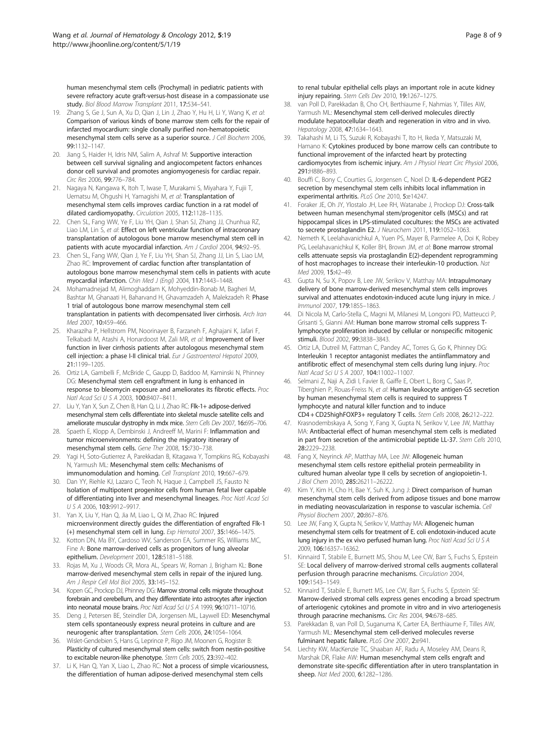human mesenchymal stem cells (Prochymal) in pediatric patients with severe refractory acute graft-versus-host disease in a compassionate use study. *Biol Blood Marrow Transplant* 2011, **17:**534–541.

19. Zhang S, Ge J, Sun A, Xu D, Qian J, Lin J, Zhao Y, Hu H, Li Y, Wang K, *et al*: **Comparison of various kinds of bone marrow stem cells for the repair of infarcted myocardium: single clonally purified non-hematopoietic mesenchymal stem cells serve as a superior source.** *J Cell Biochem* 2006, **99:**1132–1147.
20. Jiang S, Haider H, Idris NM, Salim A, Ashraf M: **Supportive interaction between cell survival signaling and angiocompetent factors enhances donor cell survival and promotes angiomyogenesis for cardiac repair.** *Circ Res* 2006, **99:**776–784.
21. Nagaya N, Kangawa K, Itoh T, Iwase T, Murakami S, Miyahara Y, Fujii T, Uematsu M, Ohgushi H, Yamagishi M, *et al*: **Transplantation of mesenchymal stem cells improves cardiac function in a rat model of dilated cardiomyopathy.** *Circulation* 2005, **112:**1128–1135.
22. Chen SL, Fang WW, Ye F, Liu YH, Qian J, Shan SJ, Zhang JJ, Chunhua RZ, Liao LM, Lin S, *et al*: **Effect on left ventricular function of intracoronary transplantation of autologous bone marrow mesenchymal stem cell in patients with acute myocardial infarction.** *Am J Cardiol* 2004, **94:**92–95.
23. Chen SL, Fang WW, Qian J, Ye F, Liu YH, Shan SJ, Zhang JJ, Lin S, Liao LM, Zhao RC: **Improvement of cardiac function after transplantation of autologous bone marrow mesenchymal stem cells in patients with acute myocardial infarction.** *Chin Med J (Engl)* 2004, **117:**1443–1448.
24. Mohamadnejad M, Alimoghaddam K, Mohyeddin-Bonab M, Bagheri M, Bashtar M, Ghanaati H, Baharvand H, Ghavamzadeh A, Malekzadeh R: **Phase 1 trial of autologous bone marrow mesenchymal stem cell transplantation in patients with decompensated liver cirrhosis.** *Arch Iran Med* 2007, **10:**459–466.
25. Kharaziha P, Hellstrom PM, Noorinayer B, Farzaneh F, Aghajani K, Jafari F, Telkabadi M, Atashi A, Honardoost M, Zali MR, *et al*: **Improvement of liver function in liver cirrhosis patients after autologous mesenchymal stem cell injection: a phase I-II clinical trial.** *Eur J Gastroenterol Hepatol* 2009, **21:**1199–1205.
26. Ortiz LA, Gambelli F, McBride C, Gaupp D, Baddoo M, Kaminski N, Phinney DG: **Mesenchymal stem cell engraftment in lung is enhanced in response to bleomycin exposure and ameliorates its fibrotic effects.** *Proc Natl Acad Sci U S A* 2003, **100:**8407–8411.
27. Liu Y, Yan X, Sun Z, Chen B, Han Q, Li J, Zhao RC: **Flk-1+ adipose-derived mesenchymal stem cells differentiate into skeletal muscle satellite cells and ameliorate muscular dystrophy in mdx mice.** *Stem Cells Dev* 2007, **16:**695–706.
28. Spaeth E, Klopp A, Dembinski J, Andreeff M, Marini F: **Inflammation and tumor microenvironments: defining the migratory itinerary of mesenchymal stem cells.** *Gene Ther* 2008, **15:**730–738.
29. Yagi H, Soto-Gutierrez A, Parekkadan B, Kitagawa Y, Tompkins RG, Kobayashi N, Yarmush ML: **Mesenchymal stem cells: Mechanisms of immunomodulation and homing.** *Cell Transplant* 2010, **19:**667–679.
30. Dan YY, Riehle KJ, Lazaro C, Teoh N, Haque J, Campbell JS, Fausto N: **Isolation of multipotent progenitor cells from human fetal liver capable of differentiating into liver and mesenchymal lineages.** *Proc Natl Acad Sci U S A* 2006, **103:**9912–9917.
31. Yan X, Liu Y, Han Q, Jia M, Liao L, Qi M, Zhao RC: **Injured microenvironment directly guides the differentiation of engrafted Flk-1 (+) mesenchymal stem cell in lung.** *Exp Hematol* 2007, **35:**1466–1475.
32. Kotton DN, Ma BY, Cardoso WV, Sanderson EA, Summer RS, Williams MC, Fine A: **Bone marrow-derived cells as progenitors of lung alveolar epithelium.** *Development* 2001, **128:**5181–5188.
33. Rojas M, Xu J, Woods CR, Mora AL, Spears W, Roman J, Brigham KL: **Bone marrow-derived mesenchymal stem cells in repair of the injured lung.** *Am J Respir Cell Mol Biol* 2005, **33:**145–152.
34. Kopen GC, Prockop DJ, Phinney DG: **Marrow stromal cells migrate throughout forebrain and cerebellum, and they differentiate into astrocytes after injection into neonatal mouse brains.** *Proc Natl Acad Sci U S A* 1999, **96:**10711–10716.
35. Deng J, Petersen BE, Steindler DA, Jorgensen ML, Laywell ED: **Mesenchymal stem cells spontaneously express neural proteins in culture and are neurogenic after transplantation.** *Stem Cells* 2006, **24:**1054–1064.
36. Wislet-Gendebien S, Hans G, Leprince P, Rigo JM, Moonen G, Rogister B: **Plasticity of cultured mesenchymal stem cells: switch from nestin-positive to excitable neuron-like phenotype.** *Stem Cells* 2005, **23:**392–402.
37. Li K, Han Q, Yan X, Liao L, Zhao RC: **Not a process of simple vicariousness, the differentiation of human adipose-derived mesenchymal stem cells to renal tubular epithelial cells plays an important role in acute kidney injury repairing.** *Stem Cells Dev* 2010, **19:**1267–1275.
38. van Poll D, Parekkadan B, Cho CH, Berthiaume F, Nahmias Y, Tilles AW, Yarmush ML: **Mesenchymal stem cell-derived molecules directly modulate hepatocellular death and regeneration in vitro and in vivo.** *Hepatology* 2008, **47:**1634–1643.
39. Takahashi M, Li TS, Suzuki R, Kobayashi T, Ito H, Ikeda Y, Matsuzaki M, Hamano K: **Cytokines produced by bone marrow cells can contribute to functional improvement of the infarcted heart by protecting cardiomyocytes from ischemic injury.** *Am J Physiol Heart Circ Physiol* 2006, **291:**H886–893.
40. Bouffi C, Bony C, Courties G, Jorgensen C, Noel D: **IL-6-dependent PGE2 secretion by mesenchymal stem cells inhibits local inflammation in experimental arthritis.** *PLoS One* 2010, **5:**e14247.
41. Foraker JE, Oh JY, Ylostalo JH, Lee RH, Watanabe J, Prockop DJ: **Cross-talk between human mesenchymal stem/progenitor cells (MSCs) and rat hippocampal slices in LPS-stimulated cocultures: the MSCs are activated to secrete prostaglandin E2.** *J Neurochem* 2011, **119:**1052–1063.
42. Nemeth K, Leelahavanichkul A, Yuen PS, Mayer B, Parmelee A, Doi K, Robey PG, Leelahavanichkul K, Koller BH, Brown JM, *et al*: **Bone marrow stromal cells attenuate sepsis via prostaglandin E(2)-dependent reprogramming of host macrophages to increase their interleukin-10 production.** *Nat Med* 2009, **15:**42–49.
43. Gupta N, Su X, Popov B, Lee JW, Serikov V, Matthay MA: **Intrapulmonary delivery of bone marrow-derived mesenchymal stem cells improves survival and attenuates endotoxin-induced acute lung injury in mice.** *J Immunol* 2007, **179:**1855–1863.
44. Di Nicola M, Carlo-Stella C, Magni M, Milanesi M, Longoni PD, Matteucci P, Grisanti S, Gianni AM: **Human bone marrow stromal cells suppress T-lymphocyte proliferation induced by cellular or nonspecific mitogenic stimuli.** *Blood* 2002, **99:**3838–3843.
45. Ortiz LA, Dutreil M, Fattman C, Pandey AC, Torres G, Go K, Phinney DG: **Interleukin 1 receptor antagonist mediates the antiinflammatory and antifibrotic effect of mesenchymal stem cells during lung injury.** *Proc Natl Acad Sci U S A* 2007, **104:**11002–11007.
46. Selmani Z, Naji A, Zidi I, Favier B, Gaiffe E, Obert L, Borg C, Saas P, Tiberghien P, Rouas-Freiss N, *et al*: **Human leukocyte antigen-G5 secretion by human mesenchymal stem cells is required to suppress T lymphocyte and natural killer function and to induce CD4 + CD25highFOXP3+ regulatory T cells.** *Stem Cells* 2008, **26:**212–222.
47. Krasnodembskaya A, Song Y, Fang X, Gupta N, Serikov V, Lee JW, Matthay MA: **Antibacterial effect of human mesenchymal stem cells is mediated in part from secretion of the antimicrobial peptide LL-37.** *Stem Cells* 2010, **28:**2229–2238.
48. Fang X, Neyrinck AP, Matthay MA, Lee JW: **Allogeneic human mesenchymal stem cells restore epithelial protein permeability in cultured human alveolar type II cells by secretion of angiopoietin-1.** *J Biol Chem* 2010, **285:**26211–26222.
49. Kim Y, Kim H, Cho H, Bae Y, Suh K, Jung J: **Direct comparison of human mesenchymal stem cells derived from adipose tissues and bone marrow in mediating neovascularization in response to vascular ischemia.** *Cell Physiol Biochem* 2007, **20:**867–876.
50. Lee JW, Fang X, Gupta N, Serikov V, Matthay MA: **Allogeneic human mesenchymal stem cells for treatment of E. coli endotoxin-induced acute lung injury in the ex vivo perfused human lung.** *Proc Natl Acad Sci U S A* 2009, **106:**16357–16362.
51. Kinnaird T, Stabile E, Burnett MS, Shou M, Lee CW, Barr S, Fuchs S, Epstein SE: **Local delivery of marrow-derived stromal cells augments collateral perfusion through paracrine mechanisms.** *Circulation* 2004, **109:**1543–1549.
52. Kinnaird T, Stabile E, Burnett MS, Lee CW, Barr S, Fuchs S, Epstein SE: **Marrow-derived stromal cells express genes encoding a broad spectrum of arteriogenic cytokines and promote in vitro and in vivo arteriogenesis through paracrine mechanisms.** *Circ Res* 2004, **94:**678–685.
53. Parekkadan B, van Poll D, Suganuma K, Carter EA, Berthiaume F, Tilles AW, Yarmush ML: **Mesenchymal stem cell-derived molecules reverse fulminant hepatic failure.** *PLoS One* 2007, **2:**e941.
54. Liechty KW, MacKenzie TC, Shaaban AF, Radu A, Moseley AM, Deans R, Marshak DR, Flake AW: **Human mesenchymal stem cells engraft and demonstrate site-specific differentiation after in utero transplantation in sheep.** *Nat Med* 2000, **6:**1282–1286.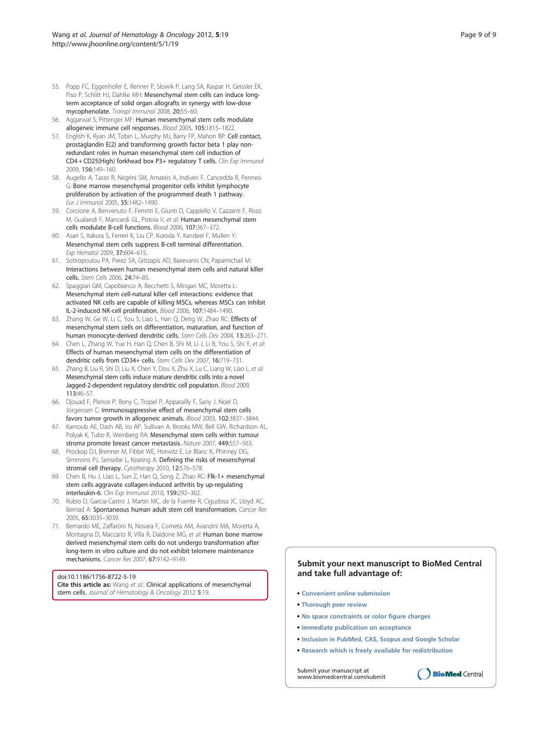55. Popp FC, Eggenhofer E, Renner P, Slowik P, Lang SA, Kaspar H, Geissler EK, Piso P, Schlitt HJ, Dahlke MH: **Mesenchymal stem cells can induce long-term acceptance of solid organ allografts in synergy with low-dose mycophenolate.** *Transpl Immunol* 2008, **20:**55–60.
56. Aggarwal S, Pittenger MF: **Human mesenchymal stem cells modulate allogeneic immune cell responses.** *Blood* 2005, **105:**1815–1822.
57. English K, Ryan JM, Tobin L, Murphy MJ, Barry FP, Mahon BP: **Cell contact, prostaglandin E(2) and transforming growth factor beta 1 play non-redundant roles in human mesenchymal stem cell induction of CD4 + CD25(High) forkhead box P3+ regulatory T cells.** *Clin Exp Immunol* 2009, **156:**149–160.
58. Augello A, Tasso R, Negrini SM, Amateis A, Indiveri F, Cancedda R, Pennesi G: **Bone marrow mesenchymal progenitor cells inhibit lymphocyte proliferation by activation of the programmed death 1 pathway.** *Eur J Immunol* 2005, **35:**1482–1490.
59. Corcione A, Benvenuto F, Ferretti E, Giunti D, Cappiello V, Cazzanti F, Risso M, Gualandi F, Mancardi GL, Pistoia V, *et al*: **Human mesenchymal stem cells modulate B-cell functions.** *Blood* 2006, **107:**367–372.
60. Asari S, Itakura S, Ferreri K, Liu CP, Kuroda Y, Kandeel F, Mullen Y: **Mesenchymal stem cells suppress B-cell terminal differentiation.** *Exp Hematol* 2009, **37:**604–615.
61. Sotiropoulou PA, Perez SA, Gritzapis AD, Baxevanis CN, Papamichail M: **Interactions between human mesenchymal stem cells and natural killer cells.** *Stem Cells* 2006, **24:**74–85.
62. Spaggiari GM, Capobianco A, Becchetti S, Mingari MC, Moretta L: **Mesenchymal stem cell-natural killer cell interactions: evidence that activated NK cells are capable of killing MSCs, whereas MSCs can inhibit IL-2-induced NK-cell proliferation.** *Blood* 2006, **107:**1484–1490.
63. Zhang W, Ge W, Li C, You S, Liao L, Han Q, Deng W, Zhao RC: **Effects of mesenchymal stem cells on differentiation, maturation, and function of human monocyte-derived dendritic cells.** *Stem Cells Dev* 2004, **13:**263–271.
64. Chen L, Zhang W, Yue H, Han Q, Chen B, Shi M, Li J, Li B, You S, Shi Y, *et al*: **Effects of human mesenchymal stem cells on the differentiation of dendritic cells from CD34+ cells.** *Stem Cells Dev* 2007, **16:**719–731.
65. Zhang B, Liu R, Shi D, Liu X, Chen Y, Dou X, Zhu X, Lu C, Liang W, Liao L, *et al*: **Mesenchymal stem cells induce mature dendritic cells into a novel Jagged-2-dependent regulatory dendritic cell population.** *Blood* 2009, **113:**46–57.
66. Djouad F, Plence P, Bony C, Tropel P, Apparailly F, Sany J, Noel D, Jorgensen C: **Immunosuppressive effect of mesenchymal stem cells favors tumor growth in allogeneic animals.** *Blood* 2003, **102:**3837–3844.
67. Karnoub AE, Dash AB, Vo AP, Sullivan A, Brooks MW, Bell GW, Richardson AL, Polyak K, Tubo R, Weinberg RA: **Mesenchymal stem cells within tumour stroma promote breast cancer metastasis.** *Nature* 2007, **449:**557–563.
68. Prockop DJ, Brenner M, Fibbe WE, Horwitz E, Le Blanc K, Phinney DG, Simmons PJ, Sensebe L, Keating A: **Defining the risks of mesenchymal stromal cell therapy.** *Cytotherapy* 2010, **12:**576–578.
69. Chen B, Hu J, Liao L, Sun Z, Han Q, Song Z, Zhao RC: **Flk-1+ mesenchymal stem cells aggravate collagen-induced arthritis by up-regulating interleukin-6.** *Clin Exp Immunol* 2010, **159:**292–302.
70. Rubio D, Garcia-Castro J, Martin MC, de la Fuente R, Cigudosa JC, Lloyd AC, Bernad A: **Spontaneous human adult stem cell transformation.** *Cancer Res* 2005, **65:**3035–3039.
71. Bernardo ME, Zaffaroni N, Novara F, Cometa AM, Avanzini MA, Moretta A, Montagna D, Maccario R, Villa R, Daidone MG, *et al*: **Human bone marrow derived mesenchymal stem cells do not undergo transformation after long-term in vitro culture and do not exhibit telomere maintenance mechanisms.** *Cancer Res* 2007, **67:**9142–9149.

doi:10.1186/1756-8722-5-19

**Cite this article as:** Wang *et al*.: Clinical applications of mesenchymal stem cells. *Journal of Hematology & Oncology* 2012 **5**:19.

**Submit your next manuscript to BioMed Central and take full advantage of:**

- **Convenient online submission**
- **Thorough peer review**
- **No space constraints or color figure charges**
- **Immediate publication on acceptance**
- **Inclusion in PubMed, CAS, Scopus and Google Scholar**
- **Research which is freely available for redistribution**

Submit your manuscript at
www.biomedcentral.com/submit

BioMed Central